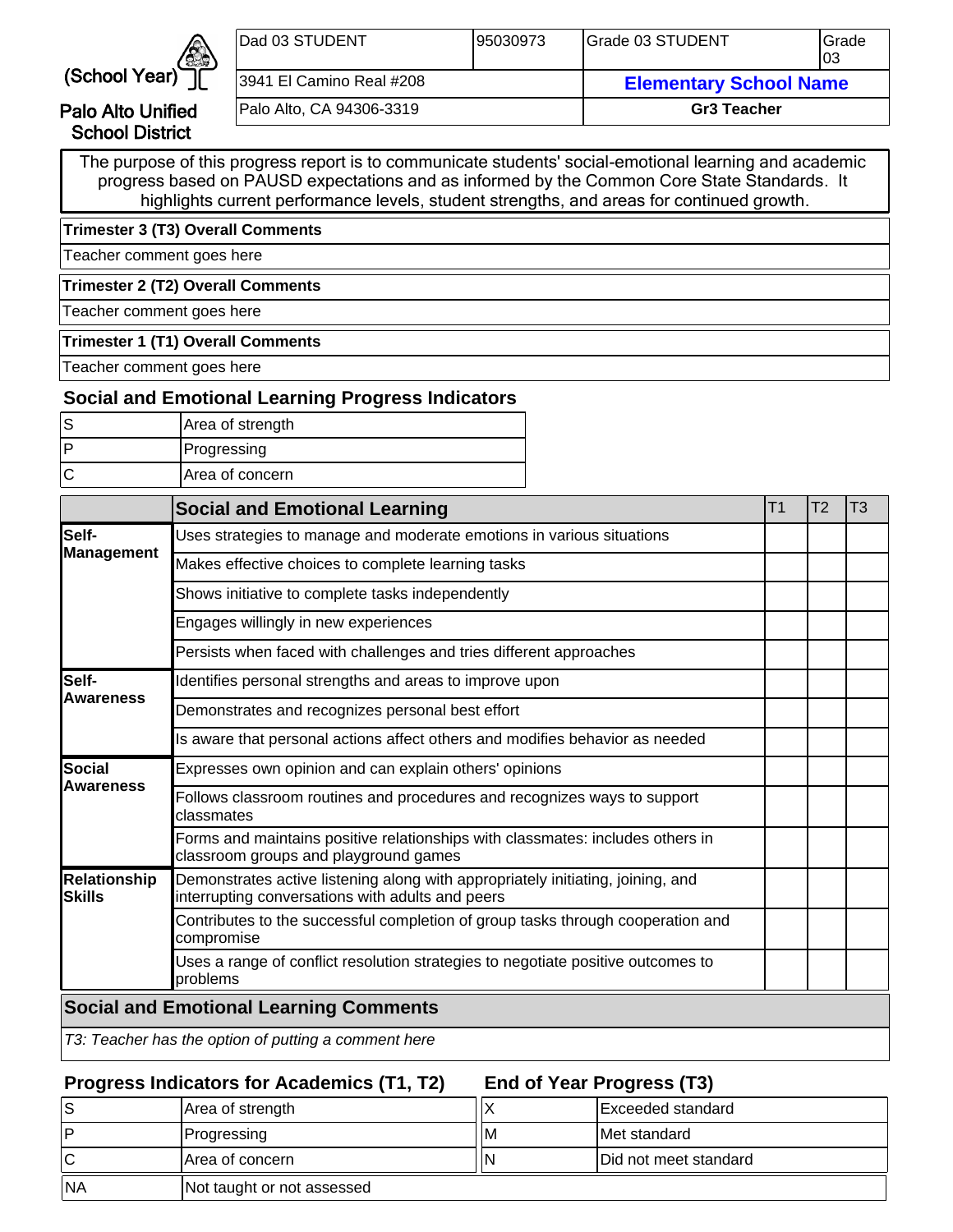(School Year)

Palo Alto Unified School District

| Dad 03 STUDENT | 95030973 | Grade 03 STUDENT | Grade 03 |
|---|---|---|---|
| 3941 El Camino Real #208 | | **Elementary School Name** | |
| Palo Alto, CA 94306-3319 | | **Gr3 Teacher** | |

The purpose of this progress report is to communicate students' social-emotional learning and academic progress based on PAUSD expectations and as informed by the Common Core State Standards. It highlights current performance levels, student strengths, and areas for continued growth.

**Trimester 3 (T3) Overall Comments**

Teacher comment goes here

**Trimester 2 (T2) Overall Comments**

Teacher comment goes here

**Trimester 1 (T1) Overall Comments**

Teacher comment goes here

## Social and Emotional Learning Progress Indicators

| | |
|---|---|
| S | Area of strength |
| P | Progressing |
| C | Area of concern |

| | Social and Emotional Learning | T1 | T2 | T3 |
|---|---|---|---|---|
| **Self-Management** | Uses strategies to manage and moderate emotions in various situations | | | |
| | Makes effective choices to complete learning tasks | | | |
| | Shows initiative to complete tasks independently | | | |
| | Engages willingly in new experiences | | | |
| | Persists when faced with challenges and tries different approaches | | | |
| **Self-Awareness** | Identifies personal strengths and areas to improve upon | | | |
| | Demonstrates and recognizes personal best effort | | | |
| | Is aware that personal actions affect others and modifies behavior as needed | | | |
| **Social Awareness** | Expresses own opinion and can explain others' opinions | | | |
| | Follows classroom routines and procedures and recognizes ways to support classmates | | | |
| | Forms and maintains positive relationships with classmates: includes others in classroom groups and playground games | | | |
| **Relationship Skills** | Demonstrates active listening along with appropriately initiating, joining, and interrupting conversations with adults and peers | | | |
| | Contributes to the successful completion of group tasks through cooperation and compromise | | | |
| | Uses a range of conflict resolution strategies to negotiate positive outcomes to problems | | | |

## Social and Emotional Learning Comments

*T3: Teacher has the option of putting a comment here*

## Progress Indicators for Academics (T1, T2)

| | |
|---|---|
| S | Area of strength |
| P | Progressing |
| C | Area of concern |
| NA | Not taught or not assessed |

## End of Year Progress (T3)

| | |
|---|---|
| X | Exceeded standard |
| M | Met standard |
| N | Did not meet standard |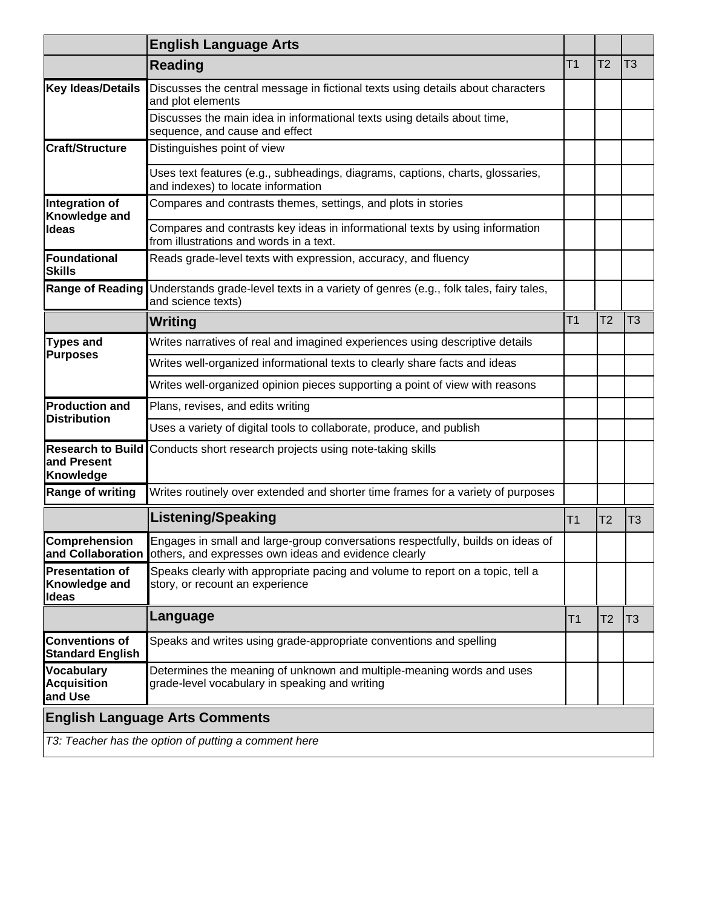| | English Language Arts | | | |
|---|---|---|---|---|
| | **Reading** | T1 | T2 | T3 |
| **Key Ideas/Details** | Discusses the central message in fictional texts using details about characters and plot elements | | | |
| | Discusses the main idea in informational texts using details about time, sequence, and cause and effect | | | |
| **Craft/Structure** | Distinguishes point of view | | | |
| | Uses text features (e.g., subheadings, diagrams, captions, charts, glossaries, and indexes) to locate information | | | |
| **Integration of Knowledge and Ideas** | Compares and contrasts themes, settings, and plots in stories | | | |
| | Compares and contrasts key ideas in informational texts by using information from illustrations and words in a text. | | | |
| **Foundational Skills** | Reads grade-level texts with expression, accuracy, and fluency | | | |
| **Range of Reading** | Understands grade-level texts in a variety of genres (e.g., folk tales, fairy tales, and science texts) | | | |
| | **Writing** | T1 | T2 | T3 |
| **Types and Purposes** | Writes narratives of real and imagined experiences using descriptive details | | | |
| | Writes well-organized informational texts to clearly share facts and ideas | | | |
| | Writes well-organized opinion pieces supporting a point of view with reasons | | | |
| **Production and Distribution** | Plans, revises, and edits writing | | | |
| | Uses a variety of digital tools to collaborate, produce, and publish | | | |
| **Research to Build and Present Knowledge** | Conducts short research projects using note-taking skills | | | |
| **Range of writing** | Writes routinely over extended and shorter time frames for a variety of purposes | | | |
| | **Listening/Speaking** | T1 | T2 | T3 |
| **Comprehension and Collaboration** | Engages in small and large-group conversations respectfully, builds on ideas of others, and expresses own ideas and evidence clearly | | | |
| **Presentation of Knowledge and Ideas** | Speaks clearly with appropriate pacing and volume to report on a topic, tell a story, or recount an experience | | | |
| | **Language** | T1 | T2 | T3 |
| **Conventions of Standard English** | Speaks and writes using grade-appropriate conventions and spelling | | | |
| **Vocabulary Acquisition and Use** | Determines the meaning of unknown and multiple-meaning words and uses grade-level vocabulary in speaking and writing | | | |

**English Language Arts Comments**

*T3: Teacher has the option of putting a comment here*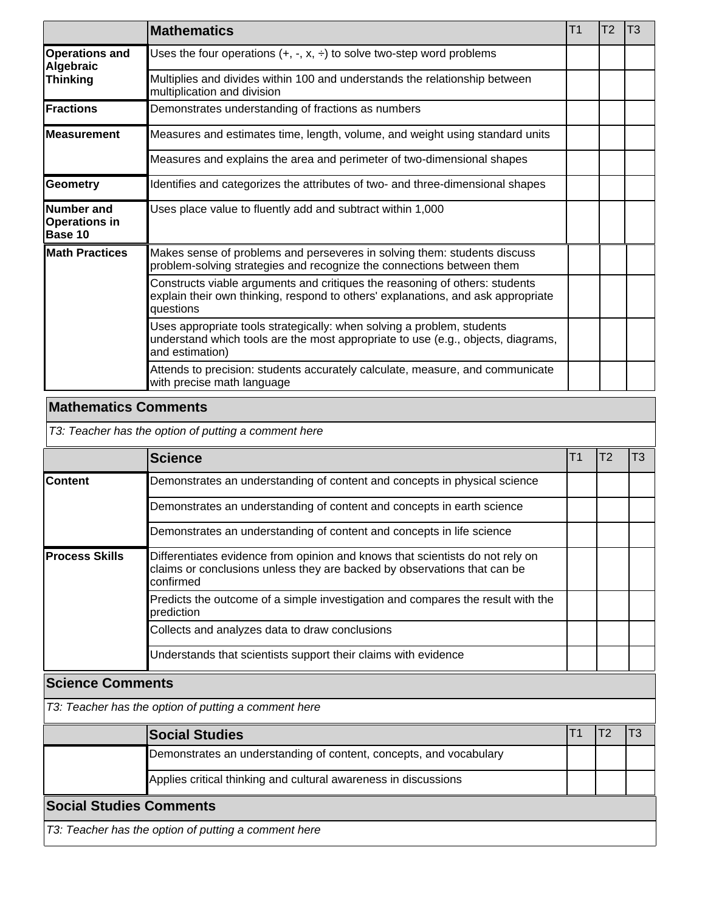| | Mathematics | T1 | T2 | T3 |
|---|---|---|---|---|
| **Operations and Algebraic Thinking** | Uses the four operations (+, -, x, ÷) to solve two-step word problems | | | |
| | Multiplies and divides within 100 and understands the relationship between multiplication and division | | | |
| **Fractions** | Demonstrates understanding of fractions as numbers | | | |
| **Measurement** | Measures and estimates time, length, volume, and weight using standard units | | | |
| | Measures and explains the area and perimeter of two-dimensional shapes | | | |
| **Geometry** | Identifies and categorizes the attributes of two- and three-dimensional shapes | | | |
| **Number and Operations in Base 10** | Uses place value to fluently add and subtract within 1,000 | | | |
| **Math Practices** | Makes sense of problems and perseveres in solving them: students discuss problem-solving strategies and recognize the connections between them | | | |
| | Constructs viable arguments and critiques the reasoning of others: students explain their own thinking, respond to others' explanations, and ask appropriate questions | | | |
| | Uses appropriate tools strategically: when solving a problem, students understand which tools are the most appropriate to use (e.g., objects, diagrams, and estimation) | | | |
| | Attends to precision: students accurately calculate, measure, and communicate with precise math language | | | |

**Mathematics Comments**

*T3: Teacher has the option of putting a comment here*

| | Science | T1 | T2 | T3 |
|---|---|---|---|---|
| **Content** | Demonstrates an understanding of content and concepts in physical science | | | |
| | Demonstrates an understanding of content and concepts in earth science | | | |
| | Demonstrates an understanding of content and concepts in life science | | | |
| **Process Skills** | Differentiates evidence from opinion and knows that scientists do not rely on claims or conclusions unless they are backed by observations that can be confirmed | | | |
| | Predicts the outcome of a simple investigation and compares the result with the prediction | | | |
| | Collects and analyzes data to draw conclusions | | | |
| | Understands that scientists support their claims with evidence | | | |

**Science Comments**

*T3: Teacher has the option of putting a comment here*

| | Social Studies | T1 | T2 | T3 |
|---|---|---|---|---|
| | Demonstrates an understanding of content, concepts, and vocabulary | | | |
| | Applies critical thinking and cultural awareness in discussions | | | |

**Social Studies Comments**

*T3: Teacher has the option of putting a comment here*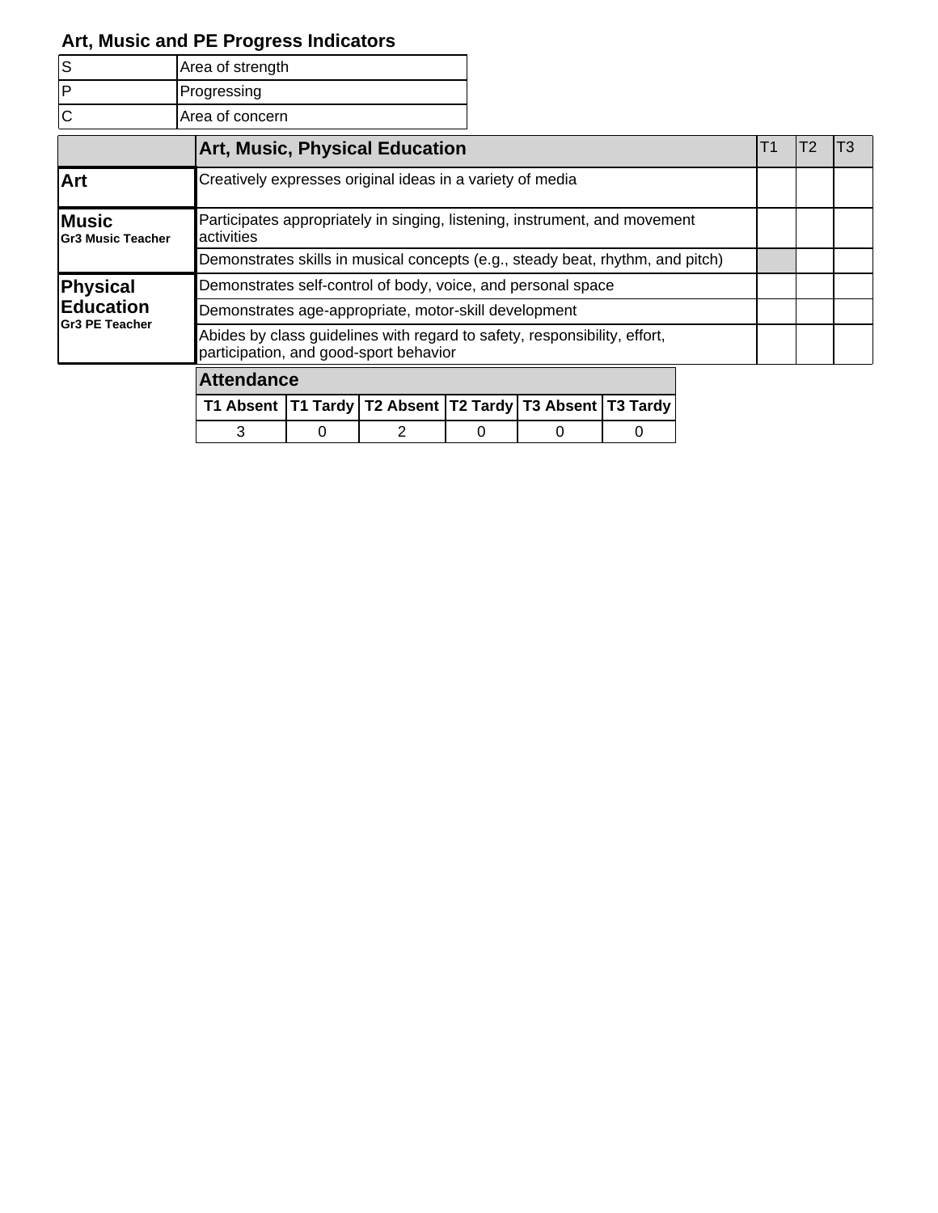## Art, Music and PE Progress Indicators

| | |
|---|---|
| S | Area of strength |
| P | Progressing |
| C | Area of concern |

| | Art, Music, Physical Education | T1 | T2 | T3 |
|---|---|---|---|---|
| **Art** | Creatively expresses original ideas in a variety of media | | | |
| **Music** Gr3 Music Teacher | Participates appropriately in singing, listening, instrument, and movement activities | | | |
| | Demonstrates skills in musical concepts (e.g., steady beat, rhythm, and pitch) | | | |
| **Physical Education** Gr3 PE Teacher | Demonstrates self-control of body, voice, and personal space | | | |
| | Demonstrates age-appropriate, motor-skill development | | | |
| | Abides by class guidelines with regard to safety, responsibility, effort, participation, and good-sport behavior | | | |

**Attendance**

| T1 Absent | T1 Tardy | T2 Absent | T2 Tardy | T3 Absent | T3 Tardy |
|---|---|---|---|---|---|
| 3 | 0 | 2 | 0 | 0 | 0 |